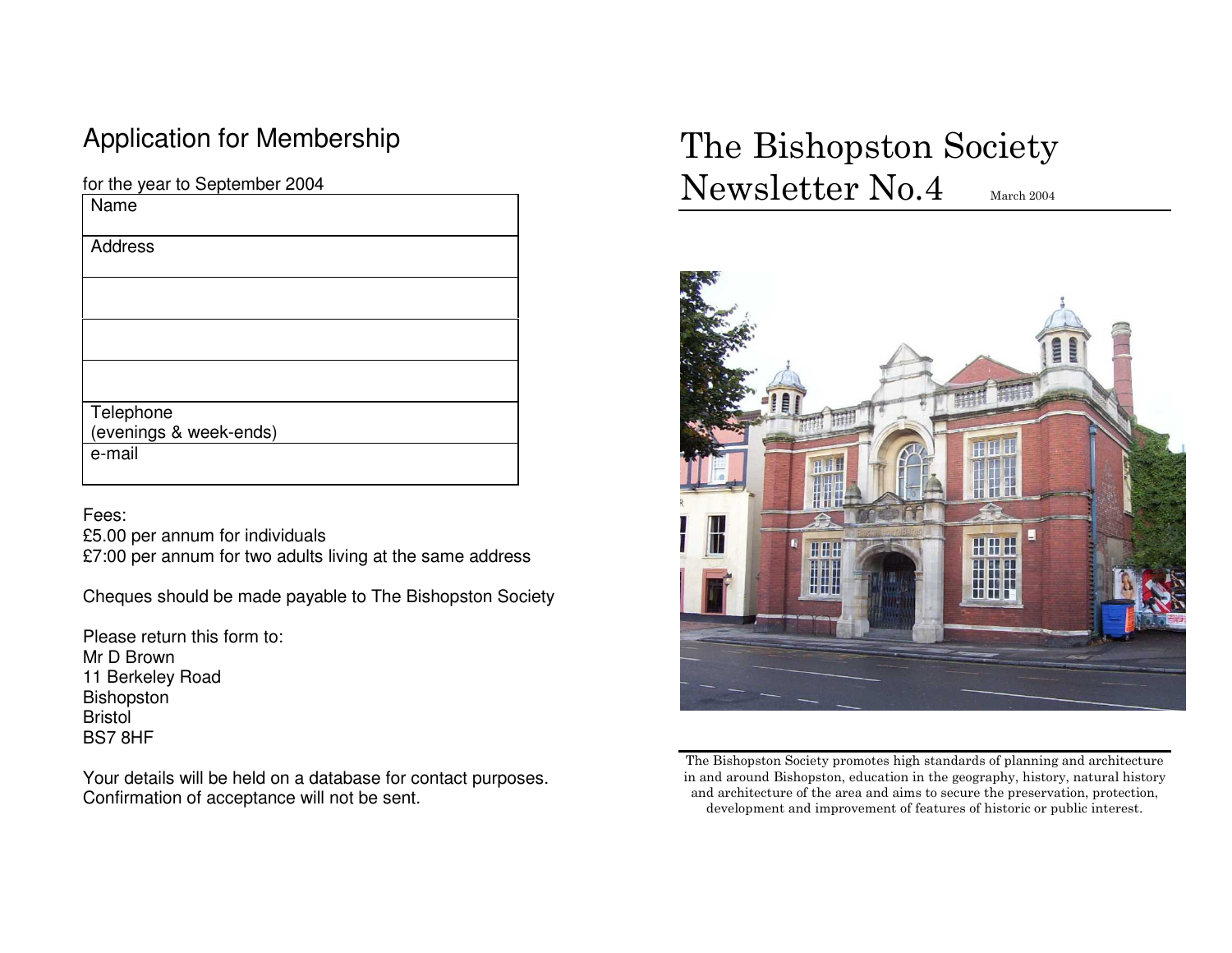# Application for Membership

for the year to September 2004

| Name |
| --- |
| Address |
| |
| |
| |
| Telephone (evenings & week-ends) |
| e-mail |

Fees:
£5.00 per annum for individuals
£7:00 per annum for two adults living at the same address

Cheques should be made payable to The Bishopston Society

Please return this form to:
Mr D Brown
11 Berkeley Road
Bishopston
Bristol
BS7 8HF

Your details will be held on a database for contact purposes.
Confirmation of acceptance will not be sent.

# The Bishopston Society Newsletter No.4

March 2004

The Bishopston Society promotes high standards of planning and architecture in and around Bishopston, education in the geography, history, natural history and architecture of the area and aims to secure the preservation, protection, development and improvement of features of historic or public interest.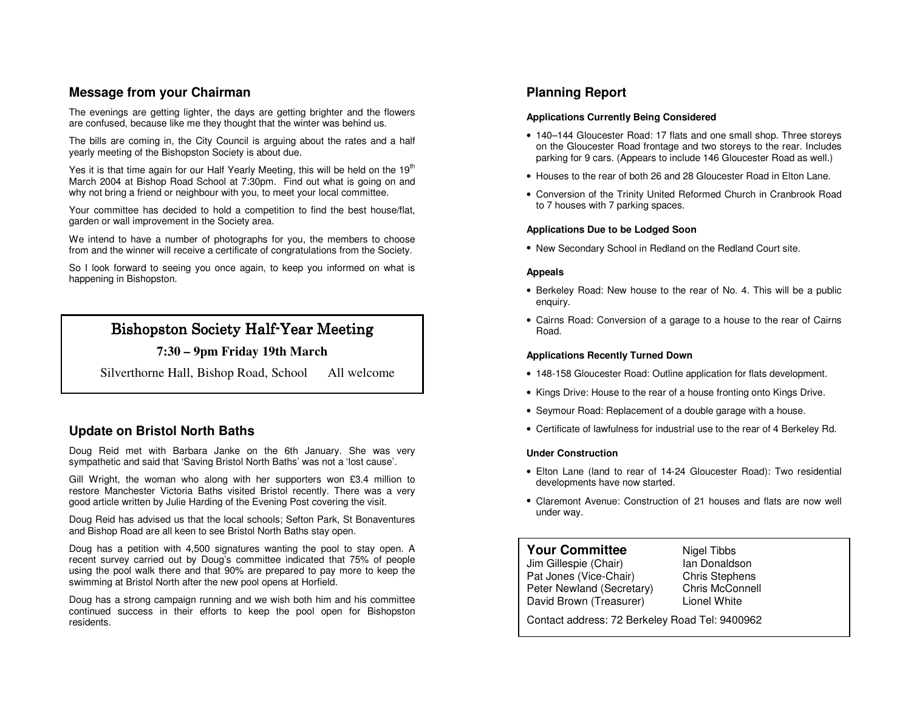## Message from your Chairman

The evenings are getting lighter, the days are getting brighter and the flowers are confused, because like me they thought that the winter was behind us.

The bills are coming in, the City Council is arguing about the rates and a half yearly meeting of the Bishopston Society is about due.

Yes it is that time again for our Half Yearly Meeting, this will be held on the 19th March 2004 at Bishop Road School at 7:30pm. Find out what is going on and why not bring a friend or neighbour with you, to meet your local committee.

Your committee has decided to hold a competition to find the best house/flat, garden or wall improvement in the Society area.

We intend to have a number of photographs for you, the members to choose from and the winner will receive a certificate of congratulations from the Society.

So I look forward to seeing you once again, to keep you informed on what is happening in Bishopston.

## Bishopston Society Half-Year Meeting

**7:30 – 9pm Friday 19th March**

Silverthorne Hall, Bishop Road, School     All welcome

## Update on Bristol North Baths

Doug Reid met with Barbara Janke on the 6th January. She was very sympathetic and said that 'Saving Bristol North Baths' was not a 'lost cause'.

Gill Wright, the woman who along with her supporters won £3.4 million to restore Manchester Victoria Baths visited Bristol recently. There was a very good article written by Julie Harding of the Evening Post covering the visit.

Doug Reid has advised us that the local schools; Sefton Park, St Bonaventures and Bishop Road are all keen to see Bristol North Baths stay open.

Doug has a petition with 4,500 signatures wanting the pool to stay open. A recent survey carried out by Doug's committee indicated that 75% of people using the pool walk there and that 90% are prepared to pay more to keep the swimming at Bristol North after the new pool opens at Horfield.

Doug has a strong campaign running and we wish both him and his committee continued success in their efforts to keep the pool open for Bishopston residents.

## Planning Report

### Applications Currently Being Considered

- 140–144 Gloucester Road: 17 flats and one small shop. Three storeys on the Gloucester Road frontage and two storeys to the rear. Includes parking for 9 cars. (Appears to include 146 Gloucester Road as well.)
- Houses to the rear of both 26 and 28 Gloucester Road in Elton Lane.
- Conversion of the Trinity United Reformed Church in Cranbrook Road to 7 houses with 7 parking spaces.

### Applications Due to be Lodged Soon

- New Secondary School in Redland on the Redland Court site.

### Appeals

- Berkeley Road: New house to the rear of No. 4. This will be a public enquiry.
- Cairns Road: Conversion of a garage to a house to the rear of Cairns Road.

### Applications Recently Turned Down

- 148-158 Gloucester Road: Outline application for flats development.
- Kings Drive: House to the rear of a house fronting onto Kings Drive.
- Seymour Road: Replacement of a double garage with a house.
- Certificate of lawfulness for industrial use to the rear of 4 Berkeley Rd.

### Under Construction

- Elton Lane (land to rear of 14-24 Gloucester Road): Two residential developments have now started.
- Claremont Avenue: Construction of 21 houses and flats are now well under way.

## Your Committee

Jim Gillespie (Chair)
Pat Jones (Vice-Chair)
Peter Newland (Secretary)
David Brown (Treasurer)
Nigel Tibbs
Ian Donaldson
Chris Stephens
Chris McConnell
Lionel White

Contact address: 72 Berkeley Road Tel: 9400962